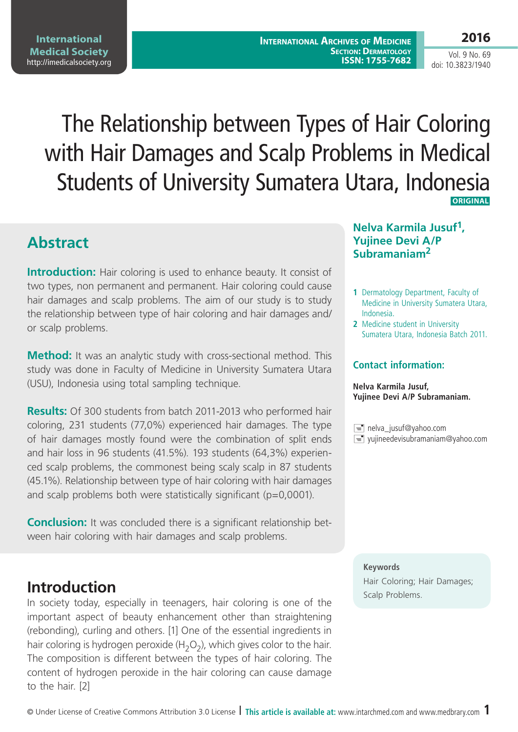# The Relationship between Types of Hair Coloring with Hair Damages and Scalp Problems in Medical Students of University Sumatera Utara, Indonesia

ORIGINAL

**Nelva Karmila Jusuf[1], Yujinee Devi A/P Subramaniam[2]**

1 Dermatology Department, Faculty of Medicine in University Sumatera Utara, Indonesia.

2 Medicine student in University Sumatera Utara, Indonesia Batch 2011.

**Contact information:**

**Nelva Karmila Jusuf, Yujinee Devi A/P Subramaniam.**

nelva_jusuf@yahoo.com

yujineedevisubramaniam@yahoo.com

## Abstract

**Introduction:** Hair coloring is used to enhance beauty. It consist of two types, non permanent and permanent. Hair coloring could cause hair damages and scalp problems. The aim of our study is to study the relationship between type of hair coloring and hair damages and/or scalp problems.

**Method:** It was an analytic study with cross-sectional method. This study was done in Faculty of Medicine in University Sumatera Utara (USU), Indonesia using total sampling technique.

**Results:** Of 300 students from batch 2011-2013 who performed hair coloring, 231 students (77,0%) experienced hair damages. The type of hair damages mostly found were the combination of split ends and hair loss in 96 students (41.5%). 193 students (64,3%) experienced scalp problems, the commonest being scaly scalp in 87 students (45.1%). Relationship between type of hair coloring with hair damages and scalp problems both were statistically significant (p=0,0001).

**Conclusion:** It was concluded there is a significant relationship between hair coloring with hair damages and scalp problems.

**Keywords**

Hair Coloring; Hair Damages; Scalp Problems.

## Introduction

In society today, especially in teenagers, hair coloring is one of the important aspect of beauty enhancement other than straightening (rebonding), curling and others. [1] One of the essential ingredients in hair coloring is hydrogen peroxide ($H_2O_2$), which gives color to the hair. The composition is different between the types of hair coloring. The content of hydrogen peroxide in the hair coloring can cause damage to the hair. [2]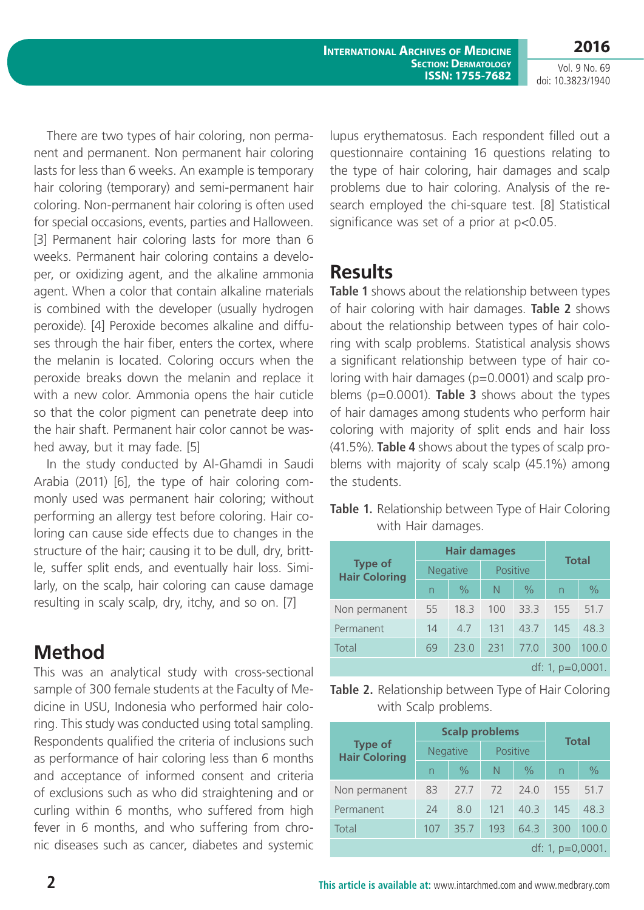There are two types of hair coloring, non permanent and permanent. Non permanent hair coloring lasts for less than 6 weeks. An example is temporary hair coloring (temporary) and semi-permanent hair coloring. Non-permanent hair coloring is often used for special occasions, events, parties and Halloween. [3] Permanent hair coloring lasts for more than 6 weeks. Permanent hair coloring contains a developer, or oxidizing agent, and the alkaline ammonia agent. When a color that contain alkaline materials is combined with the developer (usually hydrogen peroxide). [4] Peroxide becomes alkaline and diffuses through the hair fiber, enters the cortex, where the melanin is located. Coloring occurs when the peroxide breaks down the melanin and replace it with a new color. Ammonia opens the hair cuticle so that the color pigment can penetrate deep into the hair shaft. Permanent hair color cannot be washed away, but it may fade. [5]

In the study conducted by Al-Ghamdi in Saudi Arabia (2011) [6], the type of hair coloring commonly used was permanent hair coloring; without performing an allergy test before coloring. Hair coloring can cause side effects due to changes in the structure of the hair; causing it to be dull, dry, brittle, suffer split ends, and eventually hair loss. Similarly, on the scalp, hair coloring can cause damage resulting in scaly scalp, dry, itchy, and so on. [7]

## Method

This was an analytical study with cross-sectional sample of 300 female students at the Faculty of Medicine in USU, Indonesia who performed hair coloring. This study was conducted using total sampling. Respondents qualified the criteria of inclusions such as performance of hair coloring less than 6 months and acceptance of informed consent and criteria of exclusions such as who did straightening and or curling within 6 months, who suffered from high fever in 6 months, and who suffering from chronic diseases such as cancer, diabetes and systemic lupus erythematosus. Each respondent filled out a questionnaire containing 16 questions relating to the type of hair coloring, hair damages and scalp problems due to hair coloring. Analysis of the research employed the chi-square test. [8] Statistical significance was set of a prior at $p<0.05$.

## Results

**Table 1** shows about the relationship between types of hair coloring with hair damages. **Table 2** shows about the relationship between types of hair coloring with scalp problems. Statistical analysis shows a significant relationship between type of hair coloring with hair damages ($p=0.0001$) and scalp problems ($p=0.0001$). **Table 3** shows about the types of hair damages among students who perform hair coloring with majority of split ends and hair loss (41.5%). **Table 4** shows about the types of scalp problems with majority of scaly scalp (45.1%) among the students.

**Table 1.** Relationship between Type of Hair Coloring with Hair damages.

| Type of Hair Coloring | Hair damages | | | | Total | |
|---|---|---|---|---|---|---|
| | Negative | | Positive | | | |
| | n | % | N | % | n | % |
| Non permanent | 55 | 18.3 | 100 | 33.3 | 155 | 51.7 |
| Permanent | 14 | 4.7 | 131 | 43.7 | 145 | 48.3 |
| Total | 69 | 23.0 | 231 | 77.0 | 300 | 100.0 |

df: 1, p=0,0001.

**Table 2.** Relationship between Type of Hair Coloring with Scalp problems.

| Type of Hair Coloring | Scalp problems | | | | Total | |
|---|---|---|---|---|---|---|
| | Negative | | Positive | | | |
| | n | % | N | % | n | % |
| Non permanent | 83 | 27.7 | 72 | 24.0 | 155 | 51.7 |
| Permanent | 24 | 8.0 | 121 | 40.3 | 145 | 48.3 |
| Total | 107 | 35.7 | 193 | 64.3 | 300 | 100.0 |

df: 1, p=0,0001.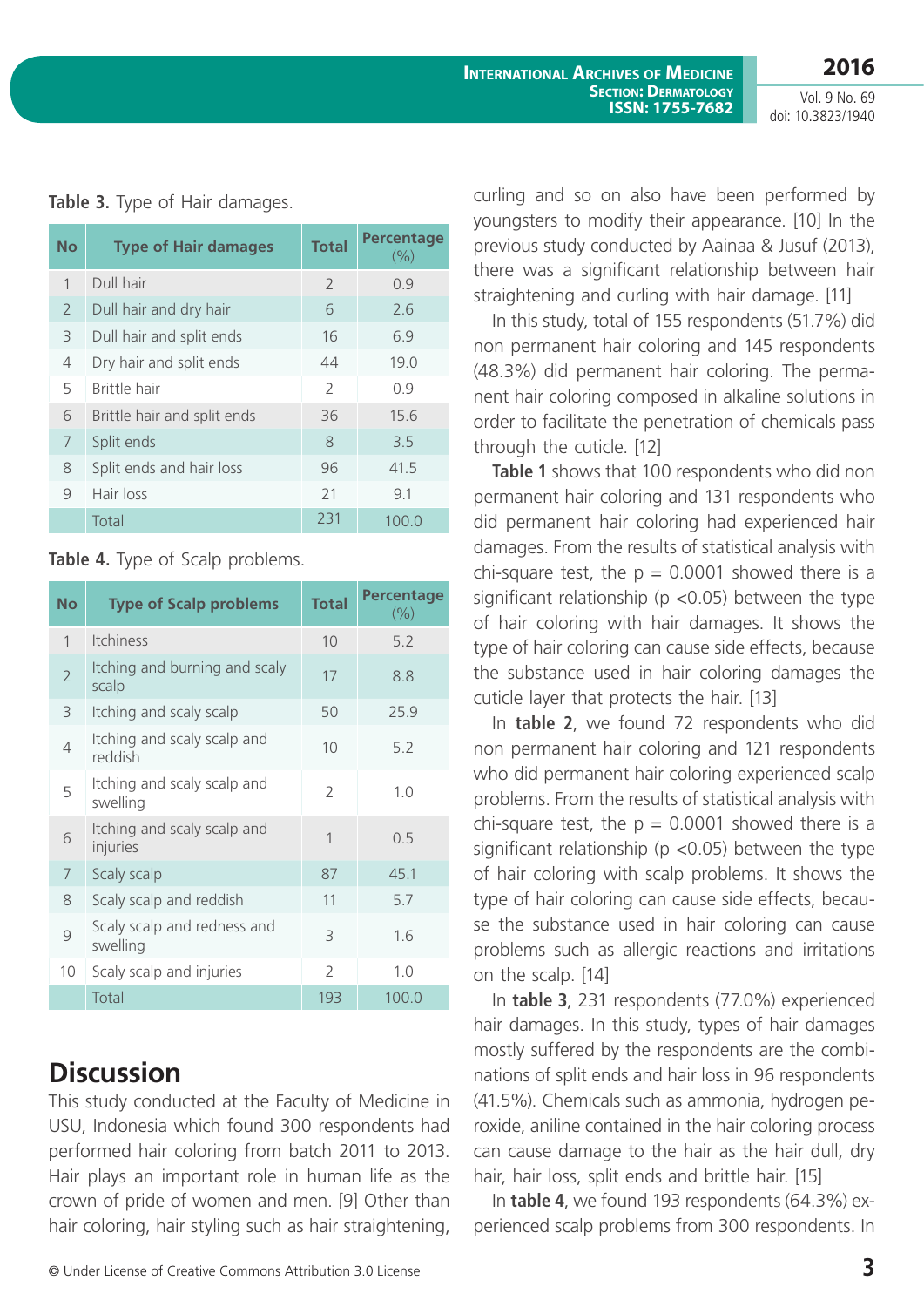Table 3. Type of Hair damages.

| No | Type of Hair damages | Total | Percentage (%) |
|---|---|---|---|
| 1 | Dull hair | 2 | 0.9 |
| 2 | Dull hair and dry hair | 6 | 2.6 |
| 3 | Dull hair and split ends | 16 | 6.9 |
| 4 | Dry hair and split ends | 44 | 19.0 |
| 5 | Brittle hair | 2 | 0.9 |
| 6 | Brittle hair and split ends | 36 | 15.6 |
| 7 | Split ends | 8 | 3.5 |
| 8 | Split ends and hair loss | 96 | 41.5 |
| 9 | Hair loss | 21 | 9.1 |
| | Total | 231 | 100.0 |

Table 4. Type of Scalp problems.

| No | Type of Scalp problems | Total | Percentage (%) |
|---|---|---|---|
| 1 | Itchiness | 10 | 5.2 |
| 2 | Itching and burning and scaly scalp | 17 | 8.8 |
| 3 | Itching and scaly scalp | 50 | 25.9 |
| 4 | Itching and scaly scalp and reddish | 10 | 5.2 |
| 5 | Itching and scaly scalp and swelling | 2 | 1.0 |
| 6 | Itching and scaly scalp and injuries | 1 | 0.5 |
| 7 | Scaly scalp | 87 | 45.1 |
| 8 | Scaly scalp and reddish | 11 | 5.7 |
| 9 | Scaly scalp and redness and swelling | 3 | 1.6 |
| 10 | Scaly scalp and injuries | 2 | 1.0 |
| | Total | 193 | 100.0 |

## Discussion

This study conducted at the Faculty of Medicine in USU, Indonesia which found 300 respondents had performed hair coloring from batch 2011 to 2013. Hair plays an important role in human life as the crown of pride of women and men. [9] Other than hair coloring, hair styling such as hair straightening, curling and so on also have been performed by youngsters to modify their appearance. [10] In the previous study conducted by Aainaa & Jusuf (2013), there was a significant relationship between hair straightening and curling with hair damage. [11]

In this study, total of 155 respondents (51.7%) did non permanent hair coloring and 145 respondents (48.3%) did permanent hair coloring. The permanent hair coloring composed in alkaline solutions in order to facilitate the penetration of chemicals pass through the cuticle. [12]

**Table 1** shows that 100 respondents who did non permanent hair coloring and 131 respondents who did permanent hair coloring had experienced hair damages. From the results of statistical analysis with chi-square test, the $p = 0.0001$ showed there is a significant relationship ($p < 0.05$) between the type of hair coloring with hair damages. It shows the type of hair coloring can cause side effects, because the substance used in hair coloring damages the cuticle layer that protects the hair. [13]

In **table 2**, we found 72 respondents who did non permanent hair coloring and 121 respondents who did permanent hair coloring experienced scalp problems. From the results of statistical analysis with chi-square test, the $p = 0.0001$ showed there is a significant relationship ($p < 0.05$) between the type of hair coloring with scalp problems. It shows the type of hair coloring can cause side effects, because the substance used in hair coloring can cause problems such as allergic reactions and irritations on the scalp. [14]

In **table 3**, 231 respondents (77.0%) experienced hair damages. In this study, types of hair damages mostly suffered by the respondents are the combinations of split ends and hair loss in 96 respondents (41.5%). Chemicals such as ammonia, hydrogen peroxide, aniline contained in the hair coloring process can cause damage to the hair as the hair dull, dry hair, hair loss, split ends and brittle hair. [15]

In **table 4**, we found 193 respondents (64.3%) experienced scalp problems from 300 respondents. In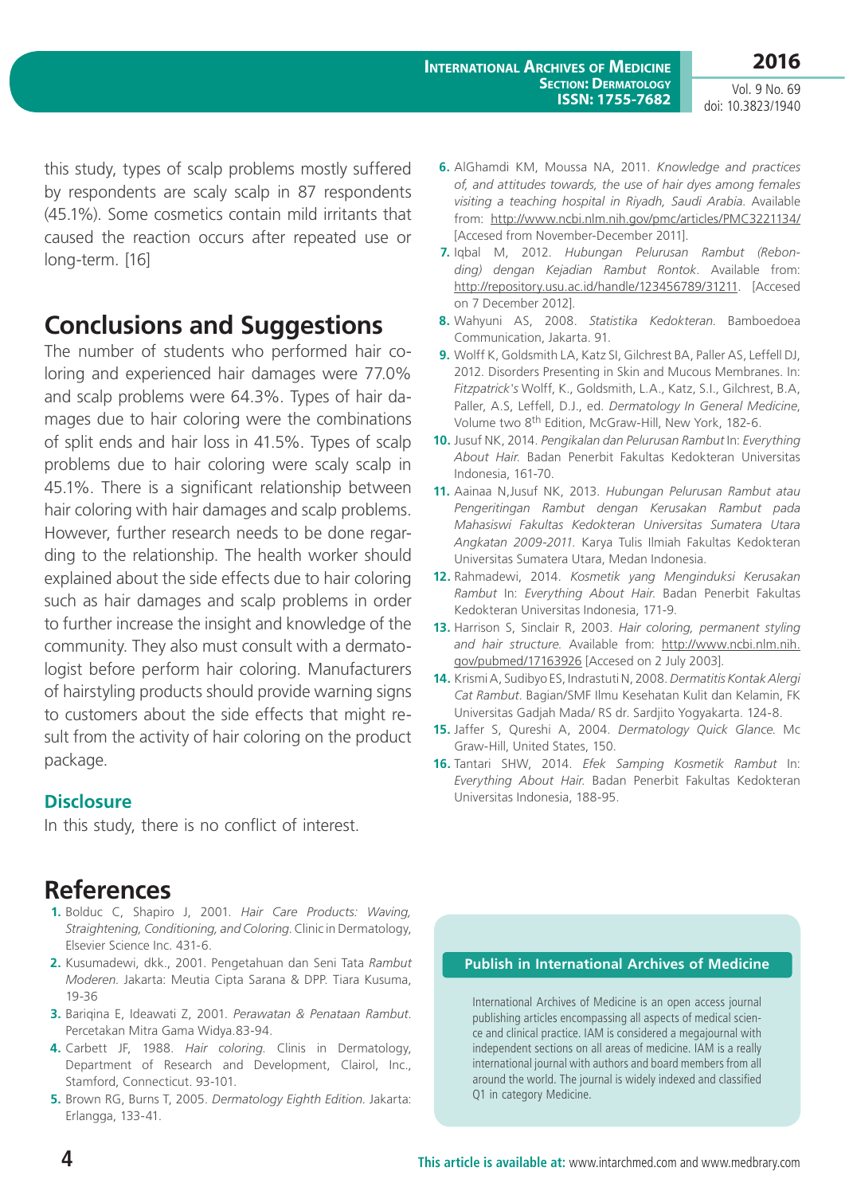this study, types of scalp problems mostly suffered by respondents are scaly scalp in 87 respondents (45.1%). Some cosmetics contain mild irritants that caused the reaction occurs after repeated use or long-term. [16]

## Conclusions and Suggestions

The number of students who performed hair coloring and experienced hair damages were 77.0% and scalp problems were 64.3%. Types of hair damages due to hair coloring were the combinations of split ends and hair loss in 41.5%. Types of scalp problems due to hair coloring were scaly scalp in 45.1%. There is a significant relationship between hair coloring with hair damages and scalp problems. However, further research needs to be done regarding to the relationship. The health worker should explained about the side effects due to hair coloring such as hair damages and scalp problems in order to further increase the insight and knowledge of the community. They also must consult with a dermatologist before perform hair coloring. Manufacturers of hairstyling products should provide warning signs to customers about the side effects that might result from the activity of hair coloring on the product package.

### Disclosure

In this study, there is no conflict of interest.

## References

1. Bolduc C, Shapiro J, 2001. *Hair Care Products: Waving, Straightening, Conditioning, and Coloring.* Clinic in Dermatology, Elsevier Science Inc. 431-6.
2. Kusumadewi, dkk., 2001. Pengetahuan dan Seni Tata *Rambut Moderen.* Jakarta: Meutia Cipta Sarana & DPP. Tiara Kusuma, 19-36
3. Bariqina E, Ideawati Z, 2001. *Perawatan & Penataan Rambut.* Percetakan Mitra Gama Widya.83-94.
4. Carbett JF, 1988. *Hair coloring.* Clinis in Dermatology, Department of Research and Development, Clairol, Inc., Stamford, Connecticut. 93-101.
5. Brown RG, Burns T, 2005. *Dermatology Eighth Edition.* Jakarta: Erlangga, 133-41.
6. AlGhamdi KM, Moussa NA, 2011. *Knowledge and practices of, and attitudes towards, the use of hair dyes among females visiting a teaching hospital in Riyadh, Saudi Arabia.* Available from: http://www.ncbi.nlm.nih.gov/pmc/articles/PMC3221134/ [Accesed from November-December 2011].
7. Iqbal M, 2012. *Hubungan Pelurusan Rambut (Rebonding) dengan Kejadian Rambut Rontok.* Available from: http://repository.usu.ac.id/handle/123456789/31211. [Accesed on 7 December 2012].
8. Wahyuni AS, 2008. *Statistika Kedokteran.* Bamboedoea Communication, Jakarta. 91.
9. Wolff K, Goldsmith LA, Katz SI, Gilchrest BA, Paller AS, Leffell DJ, 2012. Disorders Presenting in Skin and Mucous Membranes. In: *Fitzpatrick's* Wolff, K., Goldsmith, L.A., Katz, S.I., Gilchrest, B.A, Paller, A.S, Leffell, D.J., ed. *Dermatology In General Medicine*, Volume two 8th Edition, McGraw-Hill, New York, 182-6.
10. Jusuf NK, 2014. *Pengikalan dan Pelurusan Rambut* In: *Everything About Hair.* Badan Penerbit Fakultas Kedokteran Universitas Indonesia, 161-70.
11. Aainaa N,Jusuf NK, 2013. *Hubungan Pelurusan Rambut atau Pengeritingan Rambut dengan Kerusakan Rambut pada Mahasiswi Fakultas Kedokteran Universitas Sumatera Utara Angkatan 2009-2011.* Karya Tulis Ilmiah Fakultas Kedokteran Universitas Sumatera Utara, Medan Indonesia.
12. Rahmadewi, 2014. *Kosmetik yang Menginduksi Kerusakan Rambut* In: *Everything About Hair.* Badan Penerbit Fakultas Kedokteran Universitas Indonesia, 171-9.
13. Harrison S, Sinclair R, 2003. *Hair coloring, permanent styling and hair structure.* Available from: http://www.ncbi.nlm.nih.gov/pubmed/17163926 [Accesed on 2 July 2003].
14. Krismi A, Sudibyo ES, Indrastuti N, 2008. *Dermatitis Kontak Alergi Cat Rambut.* Bagian/SMF Ilmu Kesehatan Kulit dan Kelamin, FK Universitas Gadjah Mada/ RS dr. Sardjito Yogyakarta. 124-8.
15. Jaffer S, Qureshi A, 2004. *Dermatology Quick Glance.* Mc Graw-Hill, United States, 150.
16. Tantari SHW, 2014. *Efek Samping Kosmetik Rambut* In: *Everything About Hair.* Badan Penerbit Fakultas Kedokteran Universitas Indonesia, 188-95.

**Publish in International Archives of Medicine**

International Archives of Medicine is an open access journal publishing articles encompassing all aspects of medical science and clinical practice. IAM is considered a megajournal with independent sections on all areas of medicine. IAM is a really international journal with authors and board members from all around the world. The journal is widely indexed and classified Q1 in category Medicine.

**This article is available at:** www.intarchmed.com and www.medbrary.com